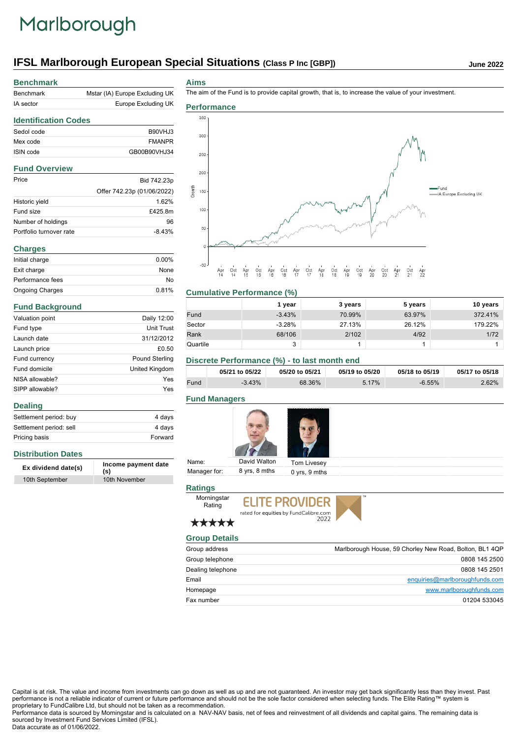# Marlborough

## IFSL Marlborough European Special Situations (Class P Inc [GBP])

June 2022

## Benchmark

| | |
|---|---|
| Benchmark | Mstar (IA) Europe Excluding UK |
| IA sector | Europe Excluding UK |

## Identification Codes

| | |
|---|---|
| Sedol code | B90VHJ3 |
| Mex code | FMANPR |
| ISIN code | GB00B90VHJ34 |

## Fund Overview

| | |
|---|---|
| Price | Bid 742.23p |
| | Offer 742.23p (01/06/2022) |
| Historic yield | 1.62% |
| Fund size | £425.8m |
| Number of holdings | 96 |
| Portfolio turnover rate | -8.43% |

## Charges

| | |
|---|---|
| Initial charge | 0.00% |
| Exit charge | None |
| Performance fees | No |
| Ongoing Charges | 0.81% |

## Fund Background

| | |
|---|---|
| Valuation point | Daily 12:00 |
| Fund type | Unit Trust |
| Launch date | 31/12/2012 |
| Launch price | £0.50 |
| Fund currency | Pound Sterling |
| Fund domicile | United Kingdom |
| NISA allowable? | Yes |
| SIPP allowable? | Yes |

## Dealing

| | |
|---|---|
| Settlement period: buy | 4 days |
| Settlement period: sell | 4 days |
| Pricing basis | Forward |

## Distribution Dates

| Ex dividend date(s) | Income payment date (s) |
|---|---|
| 10th September | 10th November |

## Aims

The aim of the Fund is to provide capital growth, that is, to increase the value of your investment.

## Performance

Growth (chart: Fund vs IA Europe Excluding UK, Apr 14 – Apr 22)

## Cumulative Performance (%)

| | 1 year | 3 years | 5 years | 10 years |
|---|---|---|---|---|
| Fund | -3.43% | 70.99% | 63.97% | 372.41% |
| Sector | -3.28% | 27.13% | 26.12% | 179.22% |
| Rank | 68/106 | 2/102 | 4/92 | 1/72 |
| Quartile | 3 | 1 | 1 | 1 |

## Discrete Performance (%) - to last month end

| | 05/21 to 05/22 | 05/20 to 05/21 | 05/19 to 05/20 | 05/18 to 05/19 | 05/17 to 05/18 |
|---|---|---|---|---|---|
| Fund | -3.43% | 68.36% | 5.17% | -6.55% | 2.62% |

## Fund Managers

| | | |
|---|---|---|
| Name: | David Walton | Tom Livesey |
| Manager for: | 8 yrs, 8 mths | 0 yrs, 9 mths |

## Ratings

Morningstar Rating ★★★★★

ELITE PROVIDER rated for equities by FundCalibre.com 2022

## Group Details

| | |
|---|---|
| Group address | Marlborough House, 59 Chorley New Road, Bolton, BL1 4QP |
| Group telephone | 0808 145 2500 |
| Dealing telephone | 0808 145 2501 |
| Email | enquiries@marlboroughfunds.com |
| Homepage | www.marlboroughfunds.com |
| Fax number | 01204 533045 |

Capital is at risk. The value and income from investments can go down as well as up and are not guaranteed. An investor may get back significantly less than they invest. Past performance is not a reliable indicator of current or future performance and should not be the sole factor considered when selecting funds. The Elite Rating™ system is proprietary to FundCalibre Ltd, but should not be taken as a recommendation.
Performance data is sourced by Morningstar and is calculated on a NAV-NAV basis, net of fees and reinvestment of all dividends and capital gains. The remaining data is sourced by Investment Fund Services Limited (IFSL).
Data accurate as of 01/06/2022.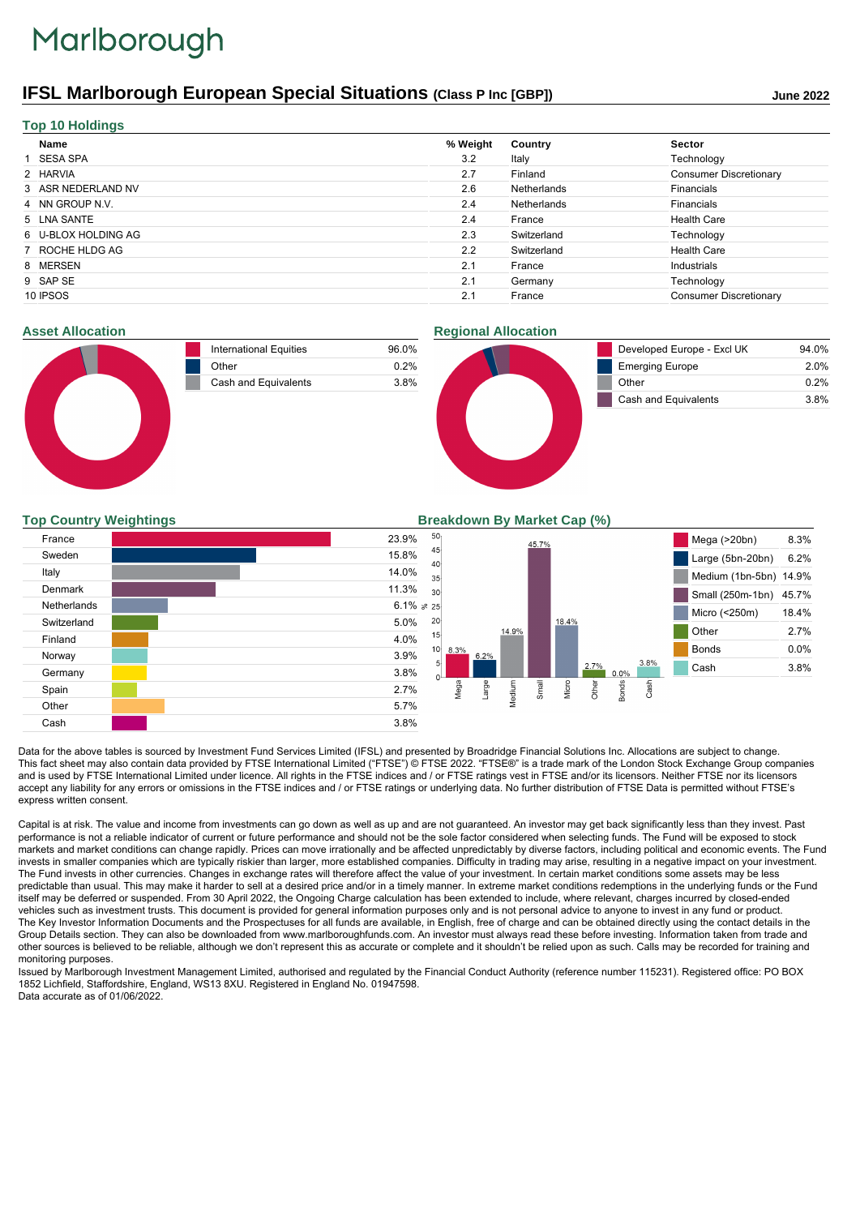# IFSL Marlborough European Special Situations (Class P Inc [GBP])

June 2022

## Top 10 Holdings

| | Name | % Weight | Country | Sector |
|---|---|---|---|---|
| 1 | SESA SPA | 3.2 | Italy | Technology |
| 2 | HARVIA | 2.7 | Finland | Consumer Discretionary |
| 3 | ASR NEDERLAND NV | 2.6 | Netherlands | Financials |
| 4 | NN GROUP N.V. | 2.4 | Netherlands | Financials |
| 5 | LNA SANTE | 2.4 | France | Health Care |
| 6 | U-BLOX HOLDING AG | 2.3 | Switzerland | Technology |
| 7 | ROCHE HLDG AG | 2.2 | Switzerland | Health Care |
| 8 | MERSEN | 2.1 | France | Industrials |
| 9 | SAP SE | 2.1 | Germany | Technology |
| 10 | IPSOS | 2.1 | France | Consumer Discretionary |

## Asset Allocation

International Equities 96.0%
Other 0.2%
Cash and Equivalents 3.8%

## Regional Allocation

Developed Europe - Excl UK 94.0%
Emerging Europe 2.0%
Other 0.2%
Cash and Equivalents 3.8%

## Top Country Weightings

France 23.9%
Sweden 15.8%
Italy 14.0%
Denmark 11.3%
Netherlands 6.1%
Switzerland 5.0%
Finland 4.0%
Norway 3.9%
Germany 3.8%
Spain 2.7%
Other 5.7%
Cash 3.8%

## Breakdown By Market Cap (%)

Mega (>20bn) 8.3%
Large (5bn-20bn) 6.2%
Medium (1bn-5bn) 14.9%
Small (250m-1bn) 45.7%
Micro (<250m) 18.4%
Other 2.7%
Bonds 0.0%
Cash 3.8%

Data for the above tables is sourced by Investment Fund Services Limited (IFSL) and presented by Broadridge Financial Solutions Inc. Allocations are subject to change. This fact sheet may also contain data provided by FTSE International Limited ("FTSE") © FTSE 2022. "FTSE®" is a trade mark of the London Stock Exchange Group companies and is used by FTSE International Limited under licence. All rights in the FTSE indices and / or FTSE ratings vest in FTSE and/or its licensors. Neither FTSE nor its licensors accept any liability for any errors or omissions in the FTSE indices and / or FTSE ratings or underlying data. No further distribution of FTSE Data is permitted without FTSE's express written consent.

Capital is at risk. The value and income from investments can go down as well as up and are not guaranteed. An investor may get back significantly less than they invest. Past performance is not a reliable indicator of current or future performance and should not be the sole factor considered when selecting funds. The Fund will be exposed to stock markets and market conditions can change rapidly. Prices can move irrationally and be affected unpredictably by diverse factors, including political and economic events. The Fund invests in smaller companies which are typically riskier than larger, more established companies. Difficulty in trading may arise, resulting in a negative impact on your investment. The Fund invests in other currencies. Changes in exchange rates will therefore affect the value of your investment. In certain market conditions some assets may be less predictable than usual. This may make it harder to sell at a desired price and/or in a timely manner. In extreme market conditions redemptions in the underlying funds or the Fund itself may be deferred or suspended. From 30 April 2022, the Ongoing Charge calculation has been extended to include, where relevant, charges incurred by closed-ended vehicles such as investment trusts. This document is provided for general information purposes only and is not personal advice to anyone to invest in any fund or product. The Key Investor Information Documents and the Prospectuses for all funds are available, in English, free of charge and can be obtained directly using the contact details in the Group Details section. They can also be downloaded from www.marlboroughfunds.com. An investor must always read these before investing. Information taken from trade and other sources is believed to be reliable, although we don't represent this as accurate or complete and it shouldn't be relied upon as such. Calls may be recorded for training and monitoring purposes.

Issued by Marlborough Investment Management Limited, authorised and regulated by the Financial Conduct Authority (reference number 115231). Registered office: PO BOX 1852 Lichfield, Staffordshire, England, WS13 8XU. Registered in England No. 01947598.

Data accurate as of 01/06/2022.